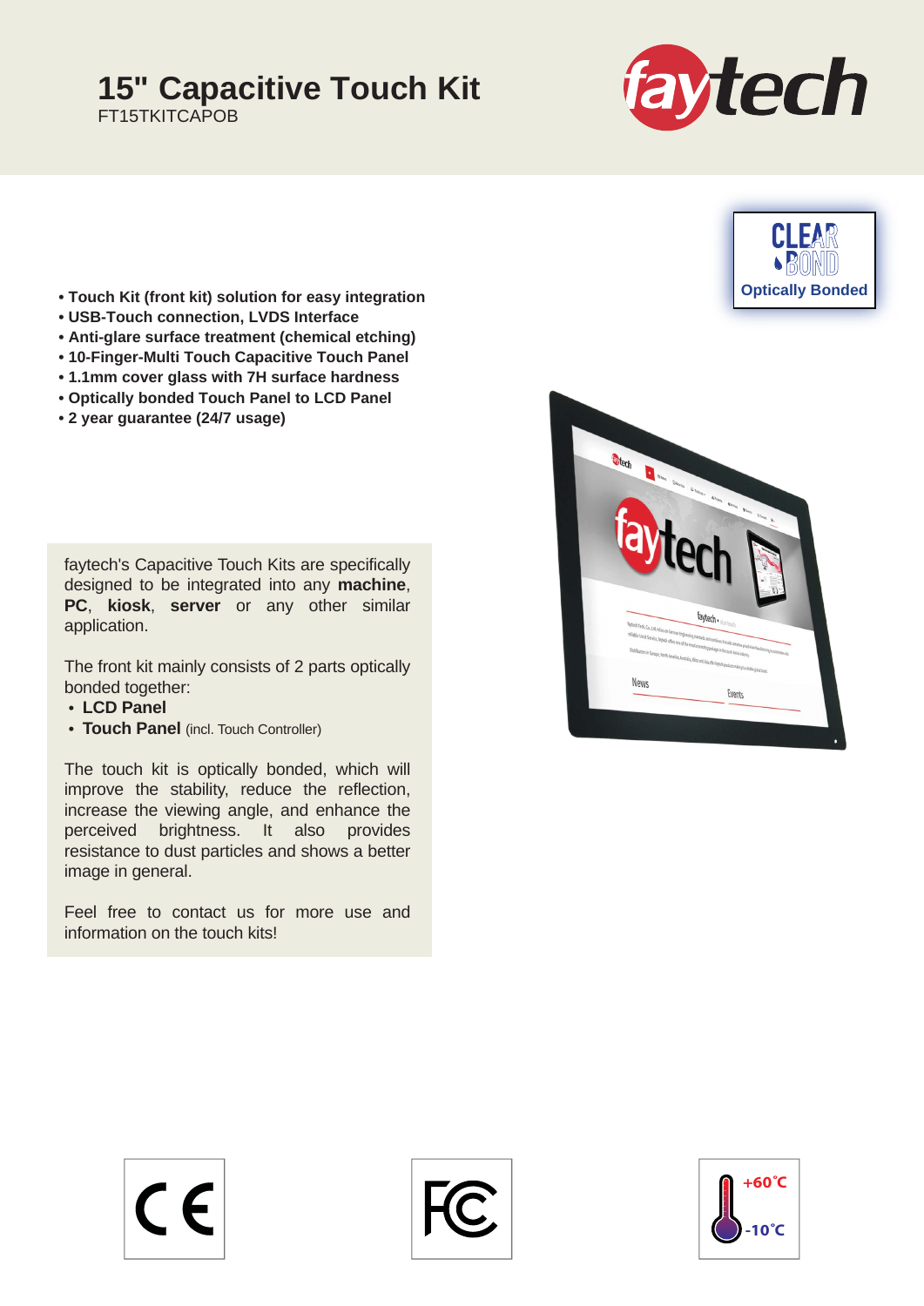# 15" Capacitive Touch Kit

FT15TKITCAPOB

CLEAR BOND
Optically Bonded

- Touch Kit (front kit) solution for easy integration
- USB-Touch connection, LVDS Interface
- Anti-glare surface treatment (chemical etching)
- 10-Finger-Multi Touch Capacitive Touch Panel
- 1.1mm cover glass with 7H surface hardness
- Optically bonded Touch Panel to LCD Panel
- 2 year guarantee (24/7 usage)

faytech's Capacitive Touch Kits are specifically designed to be integrated into any **machine**, **PC**, **kiosk**, **server** or any other similar application.

The front kit mainly consists of 2 parts optically bonded together:

- **LCD Panel**
- **Touch Panel** (incl. Touch Controller)

The touch kit is optically bonded, which will improve the stability, reduce the reflection, increase the viewing angle, and enhance the perceived brightness. It also provides resistance to dust particles and shows a better image in general.

Feel free to contact us for more use and information on the touch kits!

+60˚C
-10˚C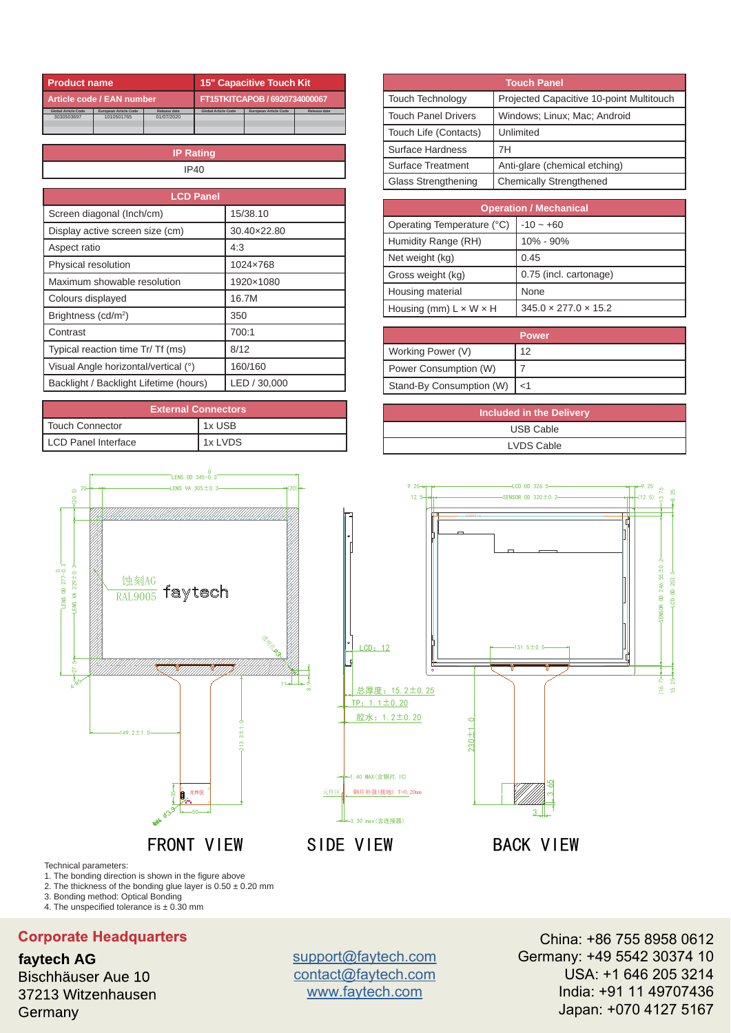| Product name | 15" Capacitive Touch Kit |
|---|---|
| Article code / EAN number | FT15TKITCAPOB / 6920734000067 |

| Global Article Code | European Article Code | Release date | Global Article Code | European Article Code | Release date |
|---|---|---|---|---|---|
| 3030503697 | 1010501765 | 01/07/2020 | | | |

| IP Rating |
|---|
| IP40 |

| LCD Panel | |
|---|---|
| Screen diagonal (Inch/cm) | 15/38.10 |
| Display active screen size (cm) | 30.40×22.80 |
| Aspect ratio | 4:3 |
| Physical resolution | 1024×768 |
| Maximum showable resolution | 1920×1080 |
| Colours displayed | 16.7M |
| Brightness (cd/m²) | 350 |
| Contrast | 700:1 |
| Typical reaction time Tr/ Tf (ms) | 8/12 |
| Visual Angle horizontal/vertical (°) | 160/160 |
| Backlight / Backlight Lifetime (hours) | LED / 30,000 |

| External Connectors | |
|---|---|
| Touch Connector | 1x USB |
| LCD Panel Interface | 1x LVDS |

| Touch Panel | |
|---|---|
| Touch Technology | Projected Capacitive 10-point Multitouch |
| Touch Panel Drivers | Windows; Linux; Mac; Android |
| Touch Life (Contacts) | Unlimited |
| Surface Hardness | 7H |
| Surface Treatment | Anti-glare (chemical etching) |
| Glass Strengthening | Chemically Strengthened |

| Operation / Mechanical | |
|---|---|
| Operating Temperature (°C) | -10 ~ +60 |
| Humidity Range (RH) | 10% - 90% |
| Net weight (kg) | 0.45 |
| Gross weight (kg) | 0.75 (incl. cartonage) |
| Housing material | None |
| Housing (mm) L × W × H | 345.0 × 277.0 × 15.2 |

| Power | |
|---|---|
| Working Power (V) | 12 |
| Power Consumption (W) | 7 |
| Stand-By Consumption (W) | <1 |

| Included in the Delivery |
|---|
| USB Cable |
| LVDS Cable |

FRONT VIEW

SIDE VIEW

BACK VIEW

Technical parameters:
1. The bonding direction is shown in the figure above
2. The thickness of the bonding glue layer is 0.50 ± 0.20 mm
3. Bonding method: Optical Bonding
4. The unspecified tolerance is ± 0.30 mm

## Corporate Headquarters

**faytech AG**
Bischhäuser Aue 10
37213 Witzenhausen
Germany

support@faytech.com
contact@faytech.com
www.faytech.com

China: +86 755 8958 0612
Germany: +49 5542 30374 10
USA: +1 646 205 3214
India: +91 11 49707436
Japan: +070 4127 5167